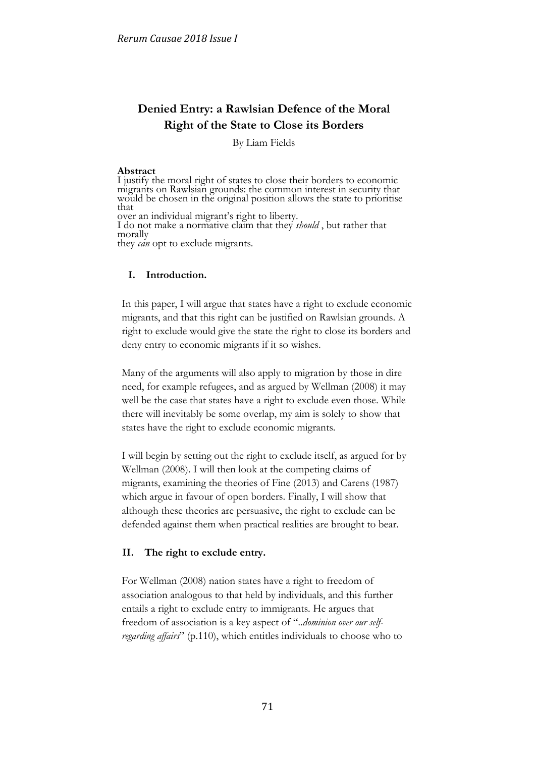# Denied Entry: a Rawlsian Defence of the Moral Right of the State to Close its Borders

By Liam Fields

**Abstract**

I justify the moral right of states to close their borders to economic migrants on Rawlsian grounds: the common interest in security that would be chosen in the original position allows the state to prioritise that over an individual migrant's right to liberty. I do not make a normative claim that they *should*, but rather that morally they *can* opt to exclude migrants.

## I. Introduction.

In this paper, I will argue that states have a right to exclude economic migrants, and that this right can be justified on Rawlsian grounds. A right to exclude would give the state the right to close its borders and deny entry to economic migrants if it so wishes.

Many of the arguments will also apply to migration by those in dire need, for example refugees, and as argued by Wellman (2008) it may well be the case that states have a right to exclude even those. While there will inevitably be some overlap, my aim is solely to show that states have the right to exclude economic migrants.

I will begin by setting out the right to exclude itself, as argued for by Wellman (2008). I will then look at the competing claims of migrants, examining the theories of Fine (2013) and Carens (1987) which argue in favour of open borders. Finally, I will show that although these theories are persuasive, the right to exclude can be defended against them when practical realities are brought to bear.

## II. The right to exclude entry.

For Wellman (2008) nation states have a right to freedom of association analogous to that held by individuals, and this further entails a right to exclude entry to immigrants. He argues that freedom of association is a key aspect of "..*dominion over our self-regarding affairs*" (p.110), which entitles individuals to choose who to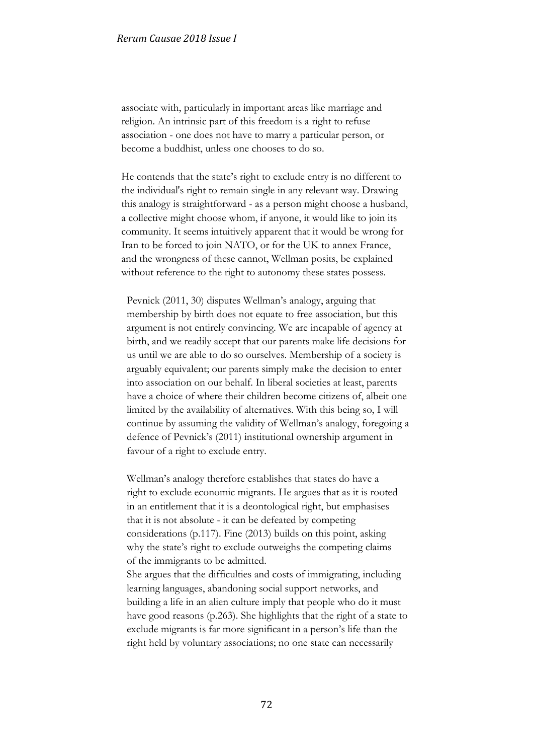associate with, particularly in important areas like marriage and religion. An intrinsic part of this freedom is a right to refuse association - one does not have to marry a particular person, or become a buddhist, unless one chooses to do so.

He contends that the state's right to exclude entry is no different to the individual's right to remain single in any relevant way. Drawing this analogy is straightforward - as a person might choose a husband, a collective might choose whom, if anyone, it would like to join its community. It seems intuitively apparent that it would be wrong for Iran to be forced to join NATO, or for the UK to annex France, and the wrongness of these cannot, Wellman posits, be explained without reference to the right to autonomy these states possess.

Pevnick (2011, 30) disputes Wellman's analogy, arguing that membership by birth does not equate to free association, but this argument is not entirely convincing. We are incapable of agency at birth, and we readily accept that our parents make life decisions for us until we are able to do so ourselves. Membership of a society is arguably equivalent; our parents simply make the decision to enter into association on our behalf. In liberal societies at least, parents have a choice of where their children become citizens of, albeit one limited by the availability of alternatives. With this being so, I will continue by assuming the validity of Wellman's analogy, foregoing a defence of Pevnick's (2011) institutional ownership argument in favour of a right to exclude entry.

Wellman's analogy therefore establishes that states do have a right to exclude economic migrants. He argues that as it is rooted in an entitlement that it is a deontological right, but emphasises that it is not absolute - it can be defeated by competing considerations (p.117). Fine (2013) builds on this point, asking why the state's right to exclude outweighs the competing claims of the immigrants to be admitted.

She argues that the difficulties and costs of immigrating, including learning languages, abandoning social support networks, and building a life in an alien culture imply that people who do it must have good reasons (p.263). She highlights that the right of a state to exclude migrants is far more significant in a person's life than the right held by voluntary associations; no one state can necessarily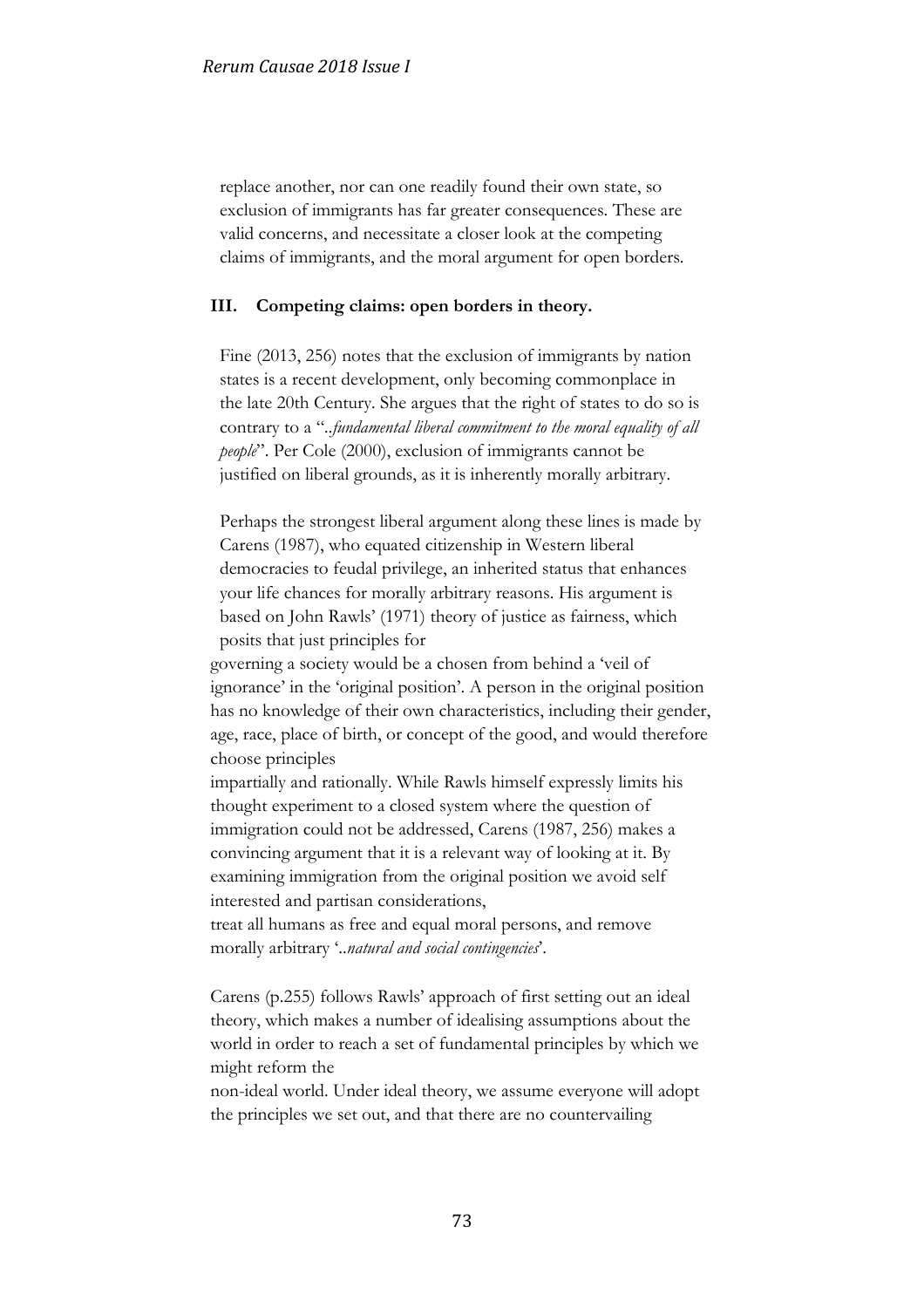replace another, nor can one readily found their own state, so exclusion of immigrants has far greater consequences. These are valid concerns, and necessitate a closer look at the competing claims of immigrants, and the moral argument for open borders.

## III. Competing claims: open borders in theory.

Fine (2013, 256) notes that the exclusion of immigrants by nation states is a recent development, only becoming commonplace in the late 20th Century. She argues that the right of states to do so is contrary to a "..*fundamental liberal commitment to the moral equality of all people*". Per Cole (2000), exclusion of immigrants cannot be justified on liberal grounds, as it is inherently morally arbitrary.

Perhaps the strongest liberal argument along these lines is made by Carens (1987), who equated citizenship in Western liberal democracies to feudal privilege, an inherited status that enhances your life chances for morally arbitrary reasons. His argument is based on John Rawls' (1971) theory of justice as fairness, which posits that just principles for governing a society would be a chosen from behind a 'veil of ignorance' in the 'original position'. A person in the original position has no knowledge of their own characteristics, including their gender, age, race, place of birth, or concept of the good, and would therefore choose principles impartially and rationally. While Rawls himself expressly limits his thought experiment to a closed system where the question of immigration could not be addressed, Carens (1987, 256) makes a convincing argument that it is a relevant way of looking at it. By examining immigration from the original position we avoid self interested and partisan considerations, treat all humans as free and equal moral persons, and remove morally arbitrary '..*natural and social contingencies*'.

Carens (p.255) follows Rawls' approach of first setting out an ideal theory, which makes a number of idealising assumptions about the world in order to reach a set of fundamental principles by which we might reform the non-ideal world. Under ideal theory, we assume everyone will adopt the principles we set out, and that there are no countervailing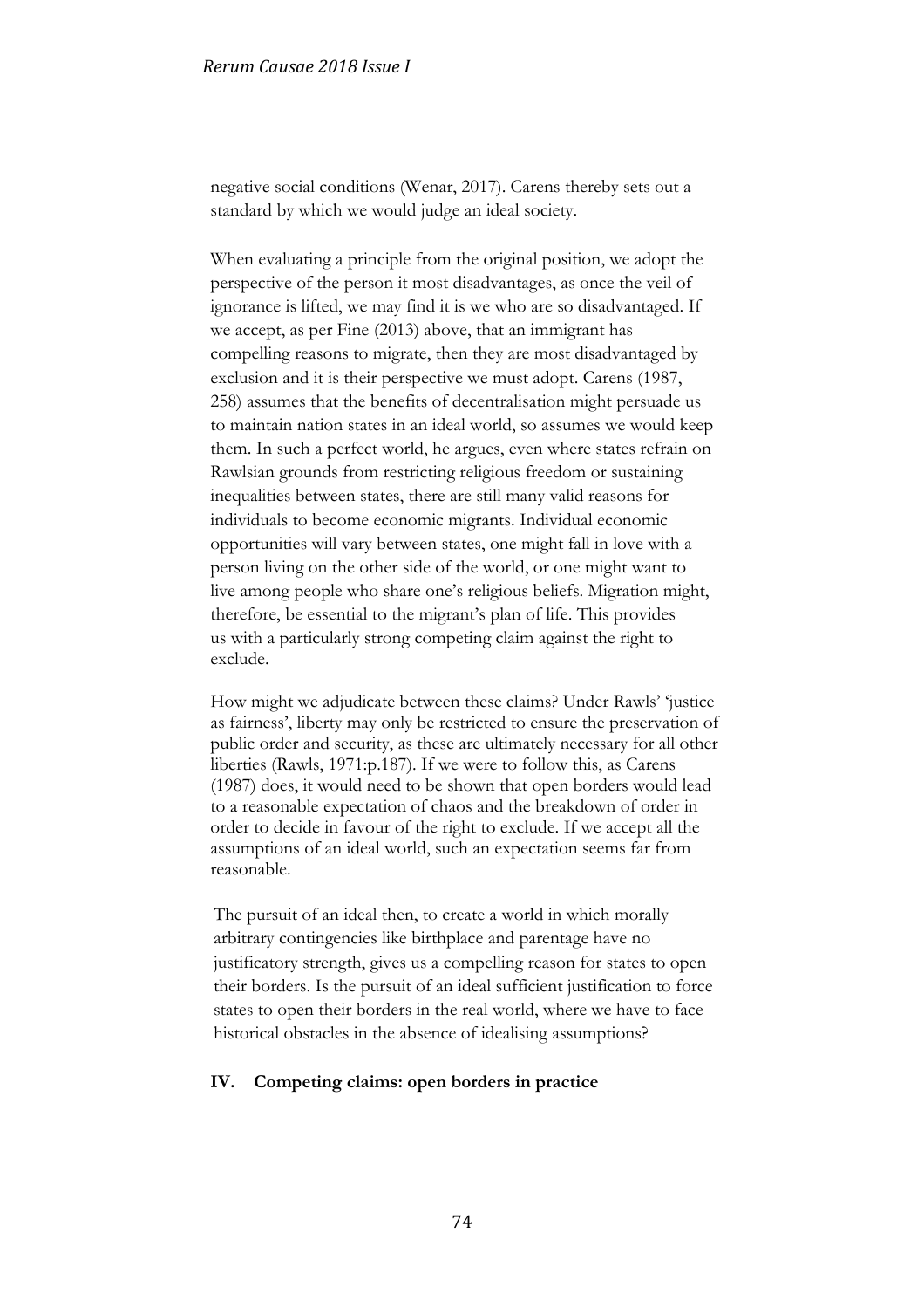negative social conditions (Wenar, 2017). Carens thereby sets out a standard by which we would judge an ideal society.

When evaluating a principle from the original position, we adopt the perspective of the person it most disadvantages, as once the veil of ignorance is lifted, we may find it is we who are so disadvantaged. If we accept, as per Fine (2013) above, that an immigrant has compelling reasons to migrate, then they are most disadvantaged by exclusion and it is their perspective we must adopt. Carens (1987, 258) assumes that the benefits of decentralisation might persuade us to maintain nation states in an ideal world, so assumes we would keep them. In such a perfect world, he argues, even where states refrain on Rawlsian grounds from restricting religious freedom or sustaining inequalities between states, there are still many valid reasons for individuals to become economic migrants. Individual economic opportunities will vary between states, one might fall in love with a person living on the other side of the world, or one might want to live among people who share one's religious beliefs. Migration might, therefore, be essential to the migrant's plan of life. This provides us with a particularly strong competing claim against the right to exclude.

How might we adjudicate between these claims? Under Rawls' 'justice as fairness', liberty may only be restricted to ensure the preservation of public order and security, as these are ultimately necessary for all other liberties (Rawls, 1971:p.187). If we were to follow this, as Carens (1987) does, it would need to be shown that open borders would lead to a reasonable expectation of chaos and the breakdown of order in order to decide in favour of the right to exclude. If we accept all the assumptions of an ideal world, such an expectation seems far from reasonable.

The pursuit of an ideal then, to create a world in which morally arbitrary contingencies like birthplace and parentage have no justificatory strength, gives us a compelling reason for states to open their borders. Is the pursuit of an ideal sufficient justification to force states to open their borders in the real world, where we have to face historical obstacles in the absence of idealising assumptions?

## IV. Competing claims: open borders in practice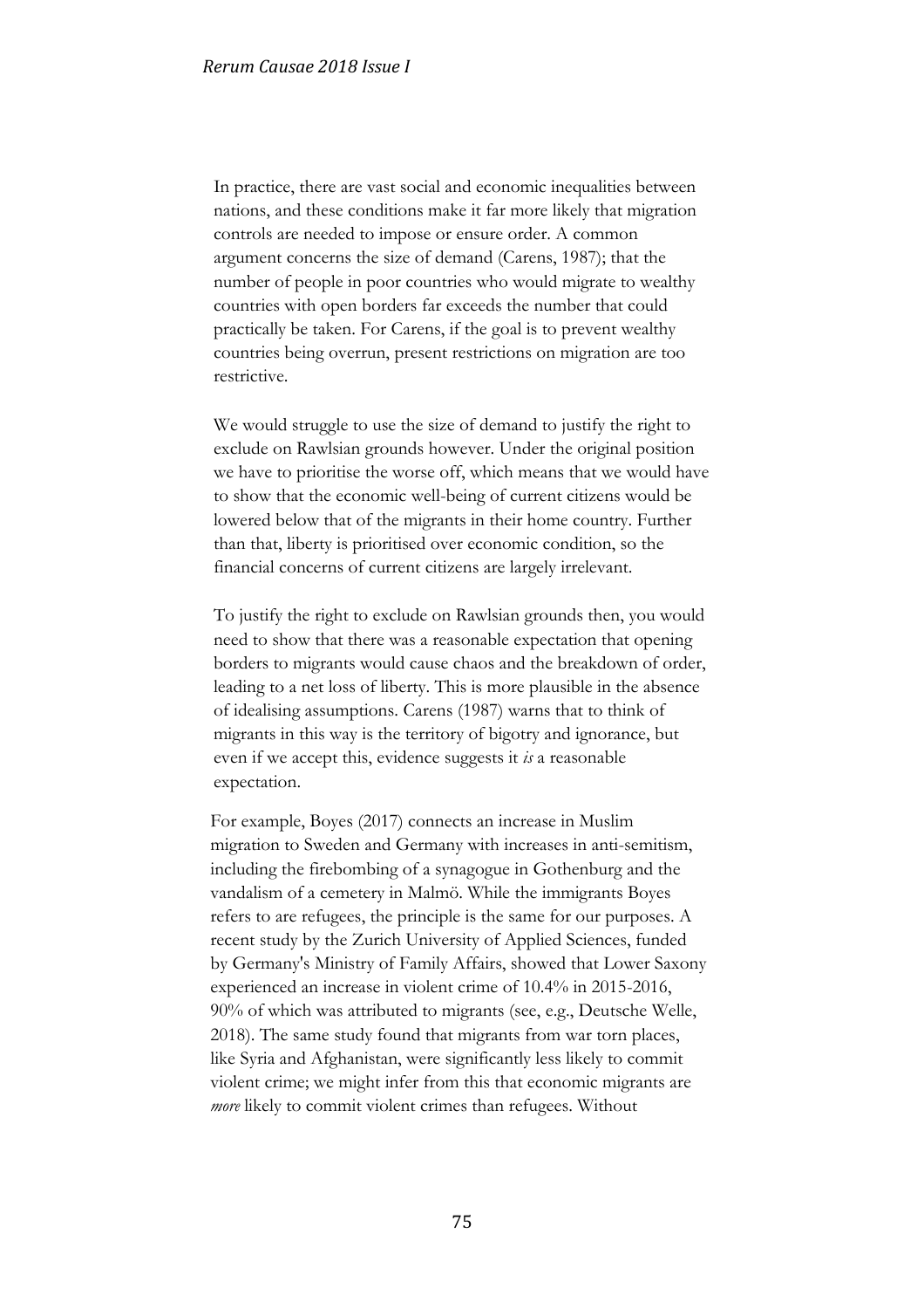In practice, there are vast social and economic inequalities between nations, and these conditions make it far more likely that migration controls are needed to impose or ensure order. A common argument concerns the size of demand (Carens, 1987); that the number of people in poor countries who would migrate to wealthy countries with open borders far exceeds the number that could practically be taken. For Carens, if the goal is to prevent wealthy countries being overrun, present restrictions on migration are too restrictive.

We would struggle to use the size of demand to justify the right to exclude on Rawlsian grounds however. Under the original position we have to prioritise the worse off, which means that we would have to show that the economic well-being of current citizens would be lowered below that of the migrants in their home country. Further than that, liberty is prioritised over economic condition, so the financial concerns of current citizens are largely irrelevant.

To justify the right to exclude on Rawlsian grounds then, you would need to show that there was a reasonable expectation that opening borders to migrants would cause chaos and the breakdown of order, leading to a net loss of liberty. This is more plausible in the absence of idealising assumptions. Carens (1987) warns that to think of migrants in this way is the territory of bigotry and ignorance, but even if we accept this, evidence suggests it *is* a reasonable expectation.

For example, Boyes (2017) connects an increase in Muslim migration to Sweden and Germany with increases in anti-semitism, including the firebombing of a synagogue in Gothenburg and the vandalism of a cemetery in Malmö. While the immigrants Boyes refers to are refugees, the principle is the same for our purposes. A recent study by the Zurich University of Applied Sciences, funded by Germany's Ministry of Family Affairs, showed that Lower Saxony experienced an increase in violent crime of 10.4% in 2015-2016, 90% of which was attributed to migrants (see, e.g., Deutsche Welle, 2018). The same study found that migrants from war torn places, like Syria and Afghanistan, were significantly less likely to commit violent crime; we might infer from this that economic migrants are *more* likely to commit violent crimes than refugees. Without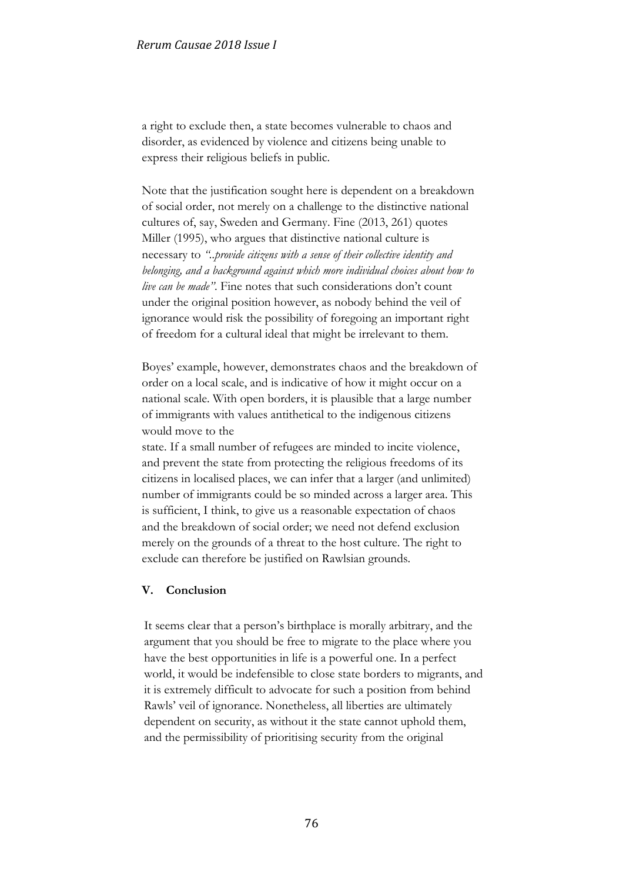a right to exclude then, a state becomes vulnerable to chaos and disorder, as evidenced by violence and citizens being unable to express their religious beliefs in public.

Note that the justification sought here is dependent on a breakdown of social order, not merely on a challenge to the distinctive national cultures of, say, Sweden and Germany. Fine (2013, 261) quotes Miller (1995), who argues that distinctive national culture is necessary to *"..provide citizens with a sense of their collective identity and belonging, and a background against which more individual choices about how to live can be made"*. Fine notes that such considerations don't count under the original position however, as nobody behind the veil of ignorance would risk the possibility of foregoing an important right of freedom for a cultural ideal that might be irrelevant to them.

Boyes' example, however, demonstrates chaos and the breakdown of order on a local scale, and is indicative of how it might occur on a national scale. With open borders, it is plausible that a large number of immigrants with values antithetical to the indigenous citizens would move to the state. If a small number of refugees are minded to incite violence, and prevent the state from protecting the religious freedoms of its citizens in localised places, we can infer that a larger (and unlimited) number of immigrants could be so minded across a larger area. This is sufficient, I think, to give us a reasonable expectation of chaos and the breakdown of social order; we need not defend exclusion merely on the grounds of a threat to the host culture. The right to exclude can therefore be justified on Rawlsian grounds.

## V. Conclusion

It seems clear that a person's birthplace is morally arbitrary, and the argument that you should be free to migrate to the place where you have the best opportunities in life is a powerful one. In a perfect world, it would be indefensible to close state borders to migrants, and it is extremely difficult to advocate for such a position from behind Rawls' veil of ignorance. Nonetheless, all liberties are ultimately dependent on security, as without it the state cannot uphold them, and the permissibility of prioritising security from the original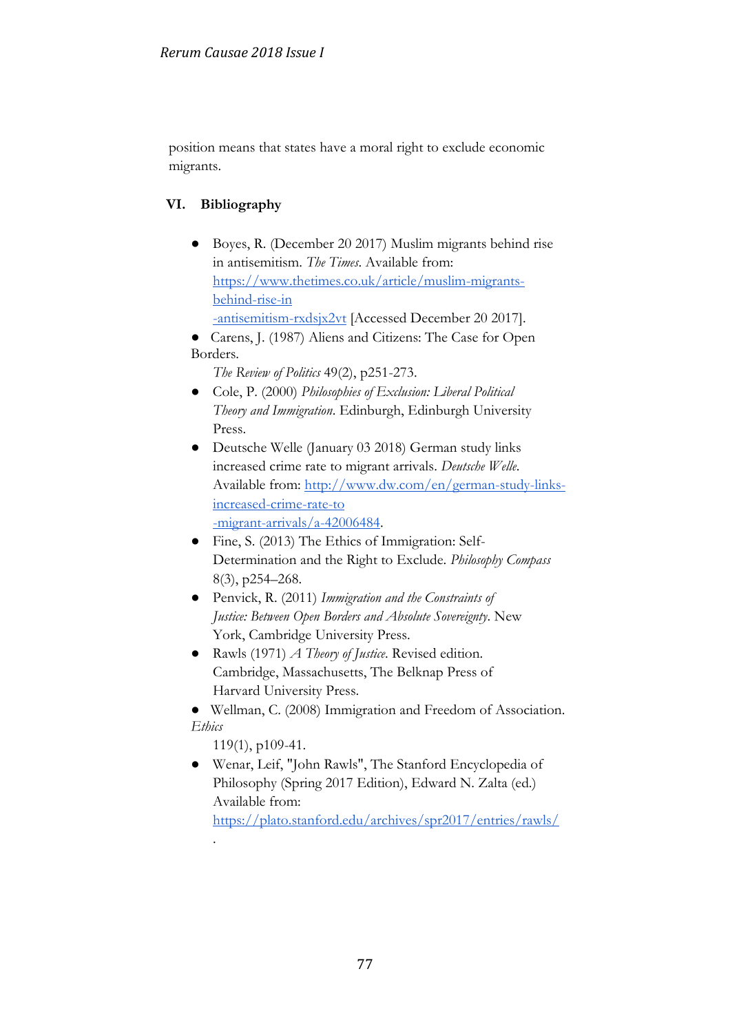position means that states have a moral right to exclude economic migrants.

## VI. Bibliography

- Boyes, R. (December 20 2017) Muslim migrants behind rise in antisemitism. *The Times*. Available from: https://www.thetimes.co.uk/article/muslim-migrants-behind-rise-in-antisemitism-rxdsjx2vt [Accessed December 20 2017].
- Carens, J. (1987) Aliens and Citizens: The Case for Open Borders. *The Review of Politics* 49(2), p251-273.
- Cole, P. (2000) *Philosophies of Exclusion: Liberal Political Theory and Immigration*. Edinburgh, Edinburgh University Press.
- Deutsche Welle (January 03 2018) German study links increased crime rate to migrant arrivals. *Deutsche Welle*. Available from: http://www.dw.com/en/german-study-links-increased-crime-rate-to-migrant-arrivals/a-42006484.
- Fine, S. (2013) The Ethics of Immigration: Self-Determination and the Right to Exclude. *Philosophy Compass* 8(3), p254–268.
- Penvick, R. (2011) *Immigration and the Constraints of Justice: Between Open Borders and Absolute Sovereignty*. New York, Cambridge University Press.
- Rawls (1971) *A Theory of Justice*. Revised edition. Cambridge, Massachusetts, The Belknap Press of Harvard University Press.
- Wellman, C. (2008) Immigration and Freedom of Association. *Ethics* 119(1), p109-41.
- Wenar, Leif, "John Rawls", The Stanford Encyclopedia of Philosophy (Spring 2017 Edition), Edward N. Zalta (ed.) Available from: https://plato.stanford.edu/archives/spr2017/entries/rawls/.